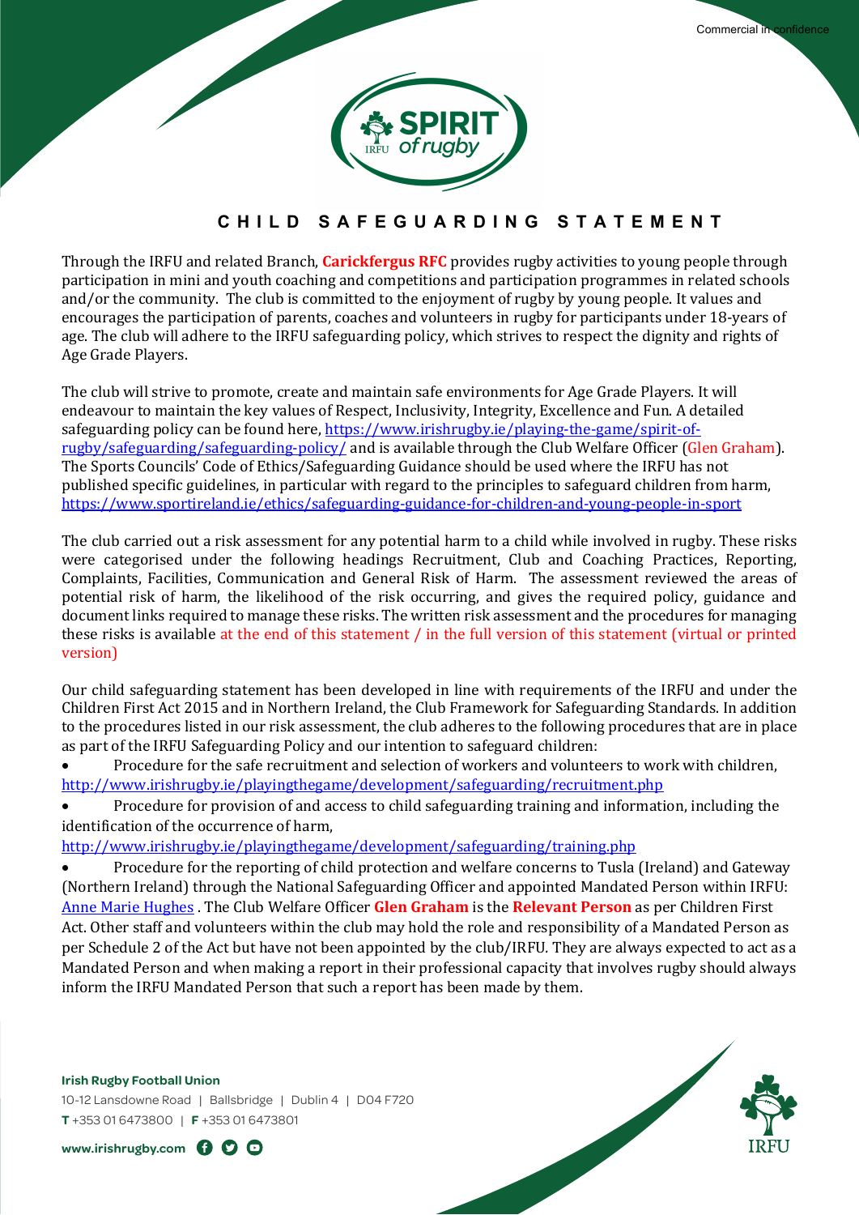Commercial in confidence

# CHILD SAFEGUARDING STATEMENT

Through the IRFU and related Branch, **Carickfergus RFC** provides rugby activities to young people through participation in mini and youth coaching and competitions and participation programmes in related schools and/or the community. The club is committed to the enjoyment of rugby by young people. It values and encourages the participation of parents, coaches and volunteers in rugby for participants under 18-years of age. The club will adhere to the IRFU safeguarding policy, which strives to respect the dignity and rights of Age Grade Players.

The club will strive to promote, create and maintain safe environments for Age Grade Players. It will endeavour to maintain the key values of Respect, Inclusivity, Integrity, Excellence and Fun. A detailed safeguarding policy can be found here, https://www.irishrugby.ie/playing-the-game/spirit-of-rugby/safeguarding/safeguarding-policy/ and is available through the Club Welfare Officer (Glen Graham). The Sports Councils' Code of Ethics/Safeguarding Guidance should be used where the IRFU has not published specific guidelines, in particular with regard to the principles to safeguard children from harm, https://www.sportireland.ie/ethics/safeguarding-guidance-for-children-and-young-people-in-sport

The club carried out a risk assessment for any potential harm to a child while involved in rugby. These risks were categorised under the following headings Recruitment, Club and Coaching Practices, Reporting, Complaints, Facilities, Communication and General Risk of Harm. The assessment reviewed the areas of potential risk of harm, the likelihood of the risk occurring, and gives the required policy, guidance and document links required to manage these risks. The written risk assessment and the procedures for managing these risks is available at the end of this statement / in the full version of this statement (virtual or printed version)

Our child safeguarding statement has been developed in line with requirements of the IRFU and under the Children First Act 2015 and in Northern Ireland, the Club Framework for Safeguarding Standards. In addition to the procedures listed in our risk assessment, the club adheres to the following procedures that are in place as part of the IRFU Safeguarding Policy and our intention to safeguard children:

- Procedure for the safe recruitment and selection of workers and volunteers to work with children, http://www.irishrugby.ie/playingthegame/development/safeguarding/recruitment.php
- Procedure for provision of and access to child safeguarding training and information, including the identification of the occurrence of harm, http://www.irishrugby.ie/playingthegame/development/safeguarding/training.php
- Procedure for the reporting of child protection and welfare concerns to Tusla (Ireland) and Gateway (Northern Ireland) through the National Safeguarding Officer and appointed Mandated Person within IRFU: Anne Marie Hughes . The Club Welfare Officer **Glen Graham** is the **Relevant Person** as per Children First Act. Other staff and volunteers within the club may hold the role and responsibility of a Mandated Person as per Schedule 2 of the Act but have not been appointed by the club/IRFU. They are always expected to act as a Mandated Person and when making a report in their professional capacity that involves rugby should always inform the IRFU Mandated Person that such a report has been made by them.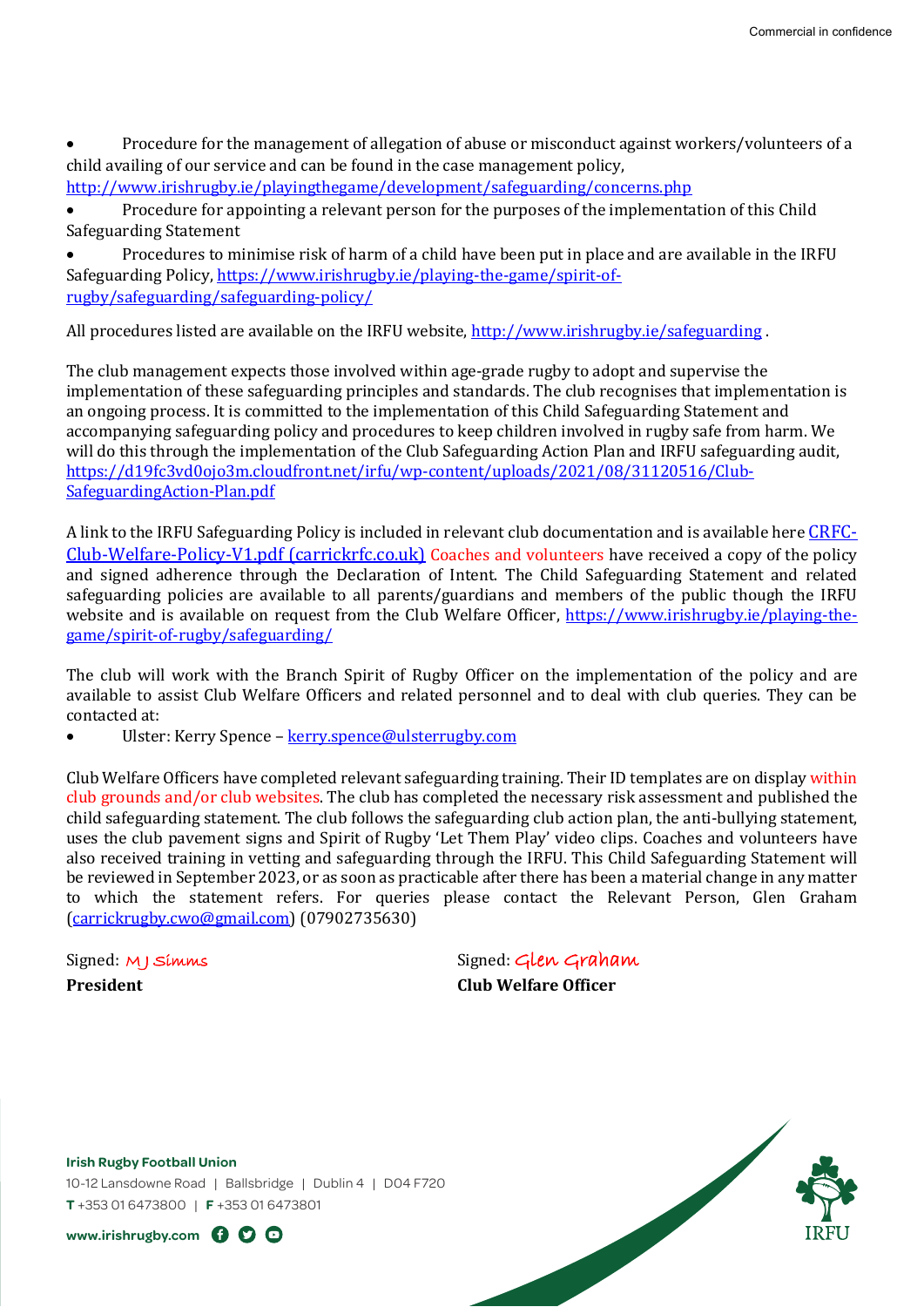- Procedure for the management of allegation of abuse or misconduct against workers/volunteers of a child availing of our service and can be found in the case management policy, http://www.irishrugby.ie/playingthegame/development/safeguarding/concerns.php
- Procedure for appointing a relevant person for the purposes of the implementation of this Child Safeguarding Statement
- Procedures to minimise risk of harm of a child have been put in place and are available in the IRFU Safeguarding Policy, https://www.irishrugby.ie/playing-the-game/spirit-of-rugby/safeguarding/safeguarding-policy/

All procedures listed are available on the IRFU website, http://www.irishrugby.ie/safeguarding .

The club management expects those involved within age-grade rugby to adopt and supervise the implementation of these safeguarding principles and standards. The club recognises that implementation is an ongoing process. It is committed to the implementation of this Child Safeguarding Statement and accompanying safeguarding policy and procedures to keep children involved in rugby safe from harm. We will do this through the implementation of the Club Safeguarding Action Plan and IRFU safeguarding audit, https://d19fc3vd0ojo3m.cloudfront.net/irfu/wp-content/uploads/2021/08/31120516/Club-SafeguardingAction-Plan.pdf

A link to the IRFU Safeguarding Policy is included in relevant club documentation and is available here CRFC-Club-Welfare-Policy-V1.pdf (carrickrfc.co.uk) Coaches and volunteers have received a copy of the policy and signed adherence through the Declaration of Intent. The Child Safeguarding Statement and related safeguarding policies are available to all parents/guardians and members of the public though the IRFU website and is available on request from the Club Welfare Officer, https://www.irishrugby.ie/playing-the-game/spirit-of-rugby/safeguarding/

The club will work with the Branch Spirit of Rugby Officer on the implementation of the policy and are available to assist Club Welfare Officers and related personnel and to deal with club queries. They can be contacted at:

- Ulster: Kerry Spence – kerry.spence@ulsterrugby.com

Club Welfare Officers have completed relevant safeguarding training. Their ID templates are on display within club grounds and/or club websites. The club has completed the necessary risk assessment and published the child safeguarding statement. The club follows the safeguarding club action plan, the anti-bullying statement, uses the club pavement signs and Spirit of Rugby 'Let Them Play' video clips. Coaches and volunteers have also received training in vetting and safeguarding through the IRFU. This Child Safeguarding Statement will be reviewed in September 2023, or as soon as practicable after there has been a material change in any matter to which the statement refers. For queries please contact the Relevant Person, Glen Graham (carrickrugby.cwo@gmail.com) (07902735630)

Signed: MJ Simms
**President**

Signed: Glen Graham
**Club Welfare Officer**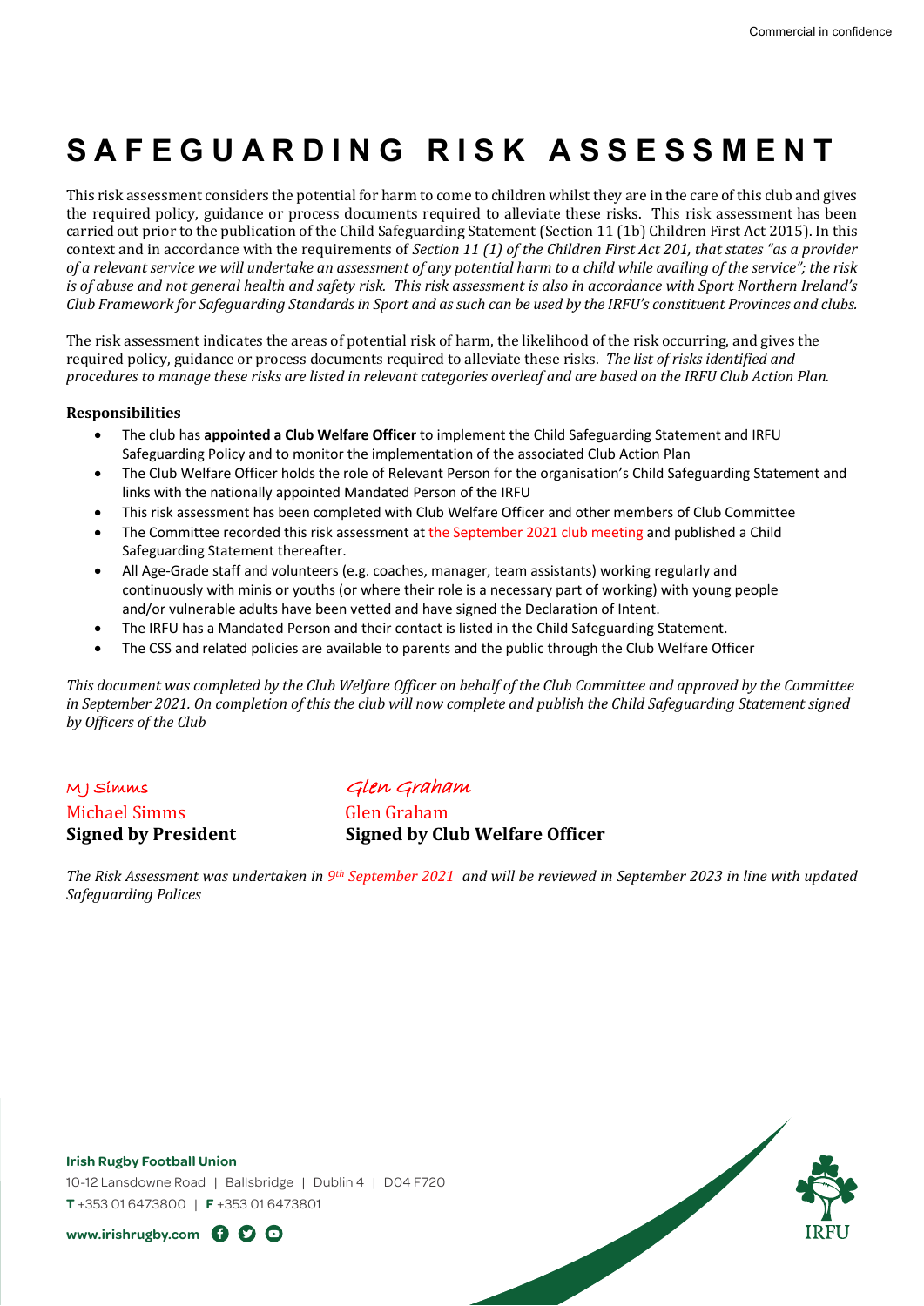# SAFEGUARDING RISK ASSESSMENT

This risk assessment considers the potential for harm to come to children whilst they are in the care of this club and gives the required policy, guidance or process documents required to alleviate these risks. This risk assessment has been carried out prior to the publication of the Child Safeguarding Statement (Section 11 (1b) Children First Act 2015). In this context and in accordance with the requirements of *Section 11 (1) of the Children First Act 201, that states "as a provider of a relevant service we will undertake an assessment of any potential harm to a child while availing of the service"; the risk is of abuse and not general health and safety risk. This risk assessment is also in accordance with Sport Northern Ireland's Club Framework for Safeguarding Standards in Sport and as such can be used by the IRFU's constituent Provinces and clubs.*

The risk assessment indicates the areas of potential risk of harm, the likelihood of the risk occurring, and gives the required policy, guidance or process documents required to alleviate these risks. *The list of risks identified and procedures to manage these risks are listed in relevant categories overleaf and are based on the IRFU Club Action Plan.*

**Responsibilities**

- The club has **appointed a Club Welfare Officer** to implement the Child Safeguarding Statement and IRFU Safeguarding Policy and to monitor the implementation of the associated Club Action Plan
- The Club Welfare Officer holds the role of Relevant Person for the organisation's Child Safeguarding Statement and links with the nationally appointed Mandated Person of the IRFU
- This risk assessment has been completed with Club Welfare Officer and other members of Club Committee
- The Committee recorded this risk assessment at the September 2021 club meeting and published a Child Safeguarding Statement thereafter.
- All Age-Grade staff and volunteers (e.g. coaches, manager, team assistants) working regularly and continuously with minis or youths (or where their role is a necessary part of working) with young people and/or vulnerable adults have been vetted and have signed the Declaration of Intent.
- The IRFU has a Mandated Person and their contact is listed in the Child Safeguarding Statement.
- The CSS and related policies are available to parents and the public through the Club Welfare Officer

*This document was completed by the Club Welfare Officer on behalf of the Club Committee and approved by the Committee in September 2021. On completion of this the club will now complete and publish the Child Safeguarding Statement signed by Officers of the Club*

| | |
|---|---|
| M J Simms | Glen Graham |
| Michael Simms | Glen Graham |
| **Signed by President** | **Signed by Club Welfare Officer** |

*The Risk Assessment was undertaken in 9th September 2021 and will be reviewed in September 2023 in line with updated Safeguarding Polices*

**Irish Rugby Football Union**
10-12 Lansdowne Road | Ballsbridge | Dublin 4 | D04 F720
**T** +353 01 6473800 | **F** +353 01 6473801
**www.irishrugby.com**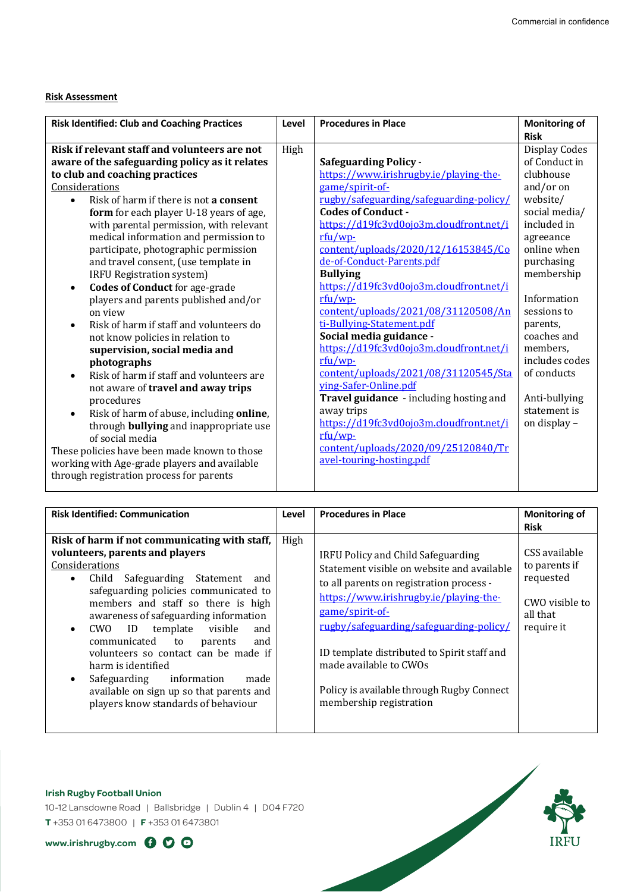**Risk Assessment**

| Risk Identified: Club and Coaching Practices | Level | Procedures in Place | Monitoring of Risk |
|---|---|---|---|
| **Risk if relevant staff and volunteers are not aware of the safeguarding policy as it relates to club and coaching practices**<br>Considerations<br>• Risk of harm if there is not a **consent form** for each player U-18 years of age, with parental permission, with relevant medical information and permission to participate, photographic permission and travel consent, (use template in IRFU Registration system)<br>• **Codes of Conduct** for age-grade players and parents published and/or on view<br>• Risk of harm if staff and volunteers do not know policies in relation to **supervision, social media and photographs**<br>• Risk of harm if staff and volunteers are not aware of **travel and away trips** procedures<br>• Risk of harm of abuse, including **online**, through **bullying** and inappropriate use of social media<br>These policies have been made known to those working with Age-grade players and available through registration process for parents | High | **Safeguarding Policy** - https://www.irishrugby.ie/playing-the-game/spirit-of-rugby/safeguarding/safeguarding-policy/<br>**Codes of Conduct** - https://d19fc3vd0ojo3m.cloudfront.net/irfu/wp-content/uploads/2020/12/16153845/Code-of-Conduct-Parents.pdf<br>**Bullying** https://d19fc3vd0ojo3m.cloudfront.net/irfu/wp-content/uploads/2021/08/31120508/Anti-Bullying-Statement.pdf<br>**Social media guidance** - https://d19fc3vd0ojo3m.cloudfront.net/irfu/wp-content/uploads/2021/08/31120545/Staying-Safer-Online.pdf<br>**Travel guidance** - including hosting and away trips https://d19fc3vd0ojo3m.cloudfront.net/irfu/wp-content/uploads/2020/09/25120840/Travel-touring-hosting.pdf | Display Codes of Conduct in clubhouse and/or on website/ social media/ included in agreeance online when purchasing membership<br><br>Information sessions to parents, coaches and members, includes codes of conducts<br><br>Anti-bullying statement is on display – |

| Risk Identified: Communication | Level | Procedures in Place | Monitoring of Risk |
|---|---|---|---|
| **Risk of harm if not communicating with staff, volunteers, parents and players**<br>Considerations<br>• Child Safeguarding Statement and safeguarding policies communicated to members and staff so there is high awareness of safeguarding information<br>• CWO ID template visible and communicated to parents and volunteers so contact can be made if harm is identified<br>• Safeguarding information made available on sign up so that parents and players know standards of behaviour | High | IRFU Policy and Child Safeguarding Statement visible on website and available to all parents on registration process - https://www.irishrugby.ie/playing-the-game/spirit-of-rugby/safeguarding/safeguarding-policy/<br><br>ID template distributed to Spirit staff and made available to CWOs<br><br>Policy is available through Rugby Connect membership registration | CSS available to parents if requested<br><br>CWO visible to all that require it |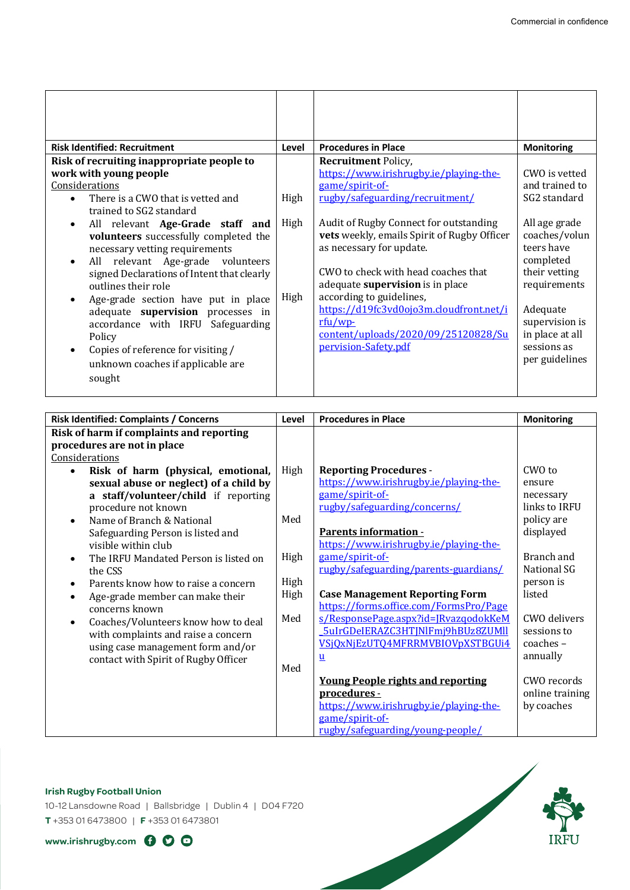| | | | |
|---|---|---|---|
| | | | |
| **Risk Identified: Recruitment** | **Level** | **Procedures in Place** | **Monitoring** |
| **Risk of recruiting inappropriate people to work with young people**<br>Considerations<br>• There is a CWO that is vetted and trained to SG2 standard<br>• All relevant **Age-Grade staff and volunteers** successfully completed the necessary vetting requirements<br>• All relevant Age-grade volunteers signed Declarations of Intent that clearly outlines their role<br>• Age-grade section have put in place adequate **supervision** processes in accordance with IRFU Safeguarding Policy<br>• Copies of reference for visiting / unknown coaches if applicable are sought | High<br>High<br>High | **Recruitment** Policy, https://www.irishrugby.ie/playing-the-game/spirit-of-rugby/safeguarding/recruitment/<br>Audit of Rugby Connect for outstanding **vets** weekly, emails Spirit of Rugby Officer as necessary for update.<br>CWO to check with head coaches that adequate **supervision** is in place according to guidelines, https://d19fc3vd0ojo3m.cloudfront.net/irfu/wp-content/uploads/2020/09/25120828/Supervision-Safety.pdf | CWO is vetted and trained to SG2 standard<br>All age grade coaches/volunteers have completed their vetting requirements<br>Adequate supervision is in place at all sessions as per guidelines |

| **Risk Identified: Complaints / Concerns** | **Level** | **Procedures in Place** | **Monitoring** |
|---|---|---|---|
| **Risk of harm if complaints and reporting procedures are not in place**<br>Considerations<br>• **Risk of harm (physical, emotional, sexual abuse or neglect) of a child by a staff/volunteer/child** if reporting procedure not known<br>• Name of Branch & National Safeguarding Person is listed and visible within club<br>• The IRFU Mandated Person is listed on the CSS<br>• Parents know how to raise a concern<br>• Age-grade member can make their concerns known<br>• Coaches/Volunteers know how to deal with complaints and raise a concern using case management form and/or contact with Spirit of Rugby Officer | High<br>Med<br>High<br>High<br>High<br>Med<br>Med | **Reporting Procedures** - https://www.irishrugby.ie/playing-the-game/spirit-of-rugby/safeguarding/concerns/<br>**Parents information** - https://www.irishrugby.ie/playing-the-game/spirit-of-rugby/safeguarding/parents-guardians/<br>**Case Management Reporting Form** https://forms.office.com/FormsPro/Pages/ResponsePage.aspx?id=JRvazqodokKeM_5uIrGDeIERAZC3HTJNlFmj9hBUz8ZUMllVSjQxNjEzUTQ4MFRRMVBIOVpXSTBGUi4u<br>**Young People rights and reporting procedures** - https://www.irishrugby.ie/playing-the-game/spirit-of-rugby/safeguarding/young-people/ | CWO to ensure necessary links to IRFU policy are displayed<br>Branch and National SG person is listed<br>CWO delivers sessions to coaches – annually<br>CWO records online training by coaches |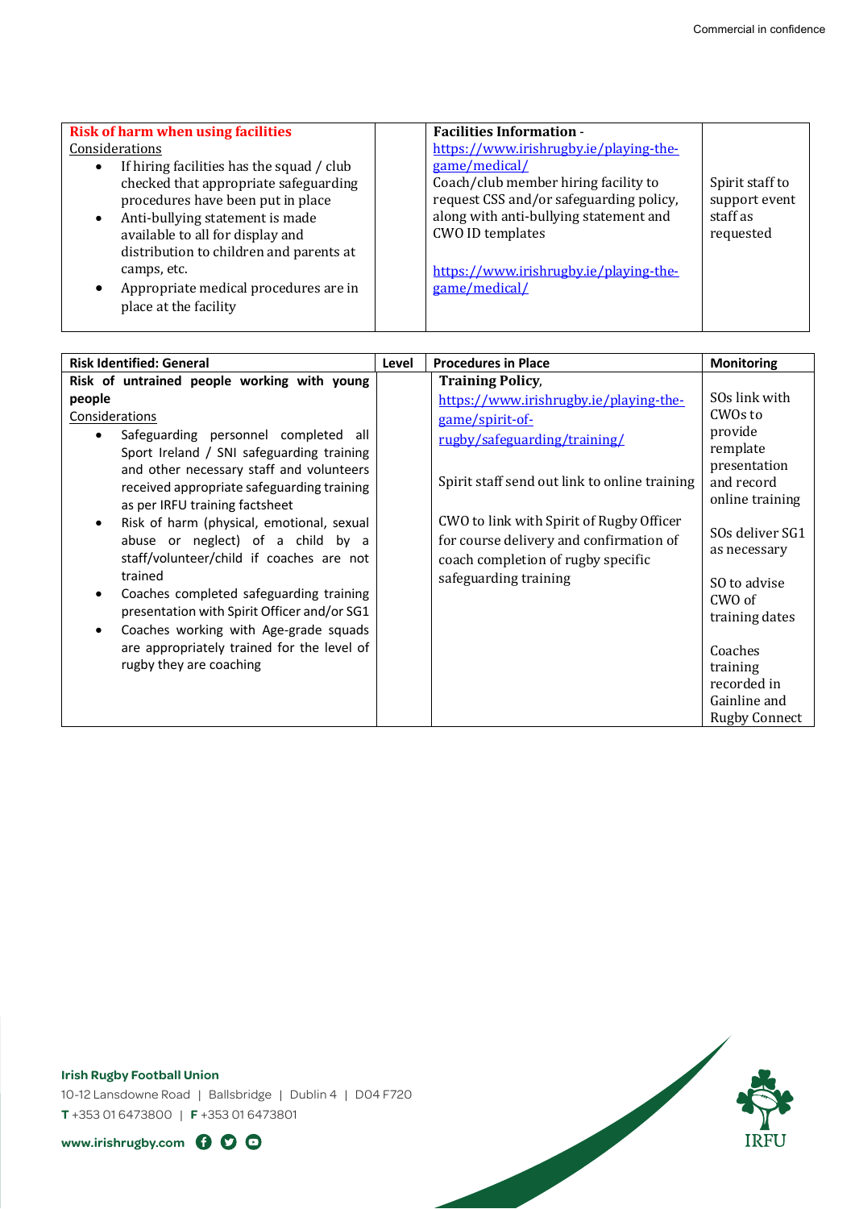| | | | |
|---|---|---|---|
| **Risk of harm when using facilities**<br>Considerations<br>• If hiring facilities has the squad / club checked that appropriate safeguarding procedures have been put in place<br>• Anti-bullying statement is made available to all for display and distribution to children and parents at camps, etc.<br>• Appropriate medical procedures are in place at the facility | | **Facilities Information** - https://www.irishrugby.ie/playing-the-game/medical/<br>Coach/club member hiring facility to request CSS and/or safeguarding policy, along with anti-bullying statement and CWO ID templates<br><br>https://www.irishrugby.ie/playing-the-game/medical/ | Spirit staff to support event staff as requested |

| Risk Identified: General | Level | Procedures in Place | Monitoring |
|---|---|---|---|
| **Risk of untrained people working with young people**<br>Considerations<br>• Safeguarding personnel completed all Sport Ireland / SNI safeguarding training and other necessary staff and volunteers received appropriate safeguarding training as per IRFU training factsheet<br>• Risk of harm (physical, emotional, sexual abuse or neglect) of a child by a staff/volunteer/child if coaches are not trained<br>• Coaches completed safeguarding training presentation with Spirit Officer and/or SG1<br>• Coaches working with Age-grade squads are appropriately trained for the level of rugby they are coaching | | **Training Policy**, https://www.irishrugby.ie/playing-the-game/spirit-of-rugby/safeguarding/training/<br><br>Spirit staff send out link to online training<br><br>CWO to link with Spirit of Rugby Officer for course delivery and confirmation of coach completion of rugby specific safeguarding training | SOs link with CWOs to provide remplate presentation and record online training<br><br>SOs deliver SG1 as necessary<br><br>SO to advise CWO of training dates<br><br>Coaches training recorded in Gainline and Rugby Connect |